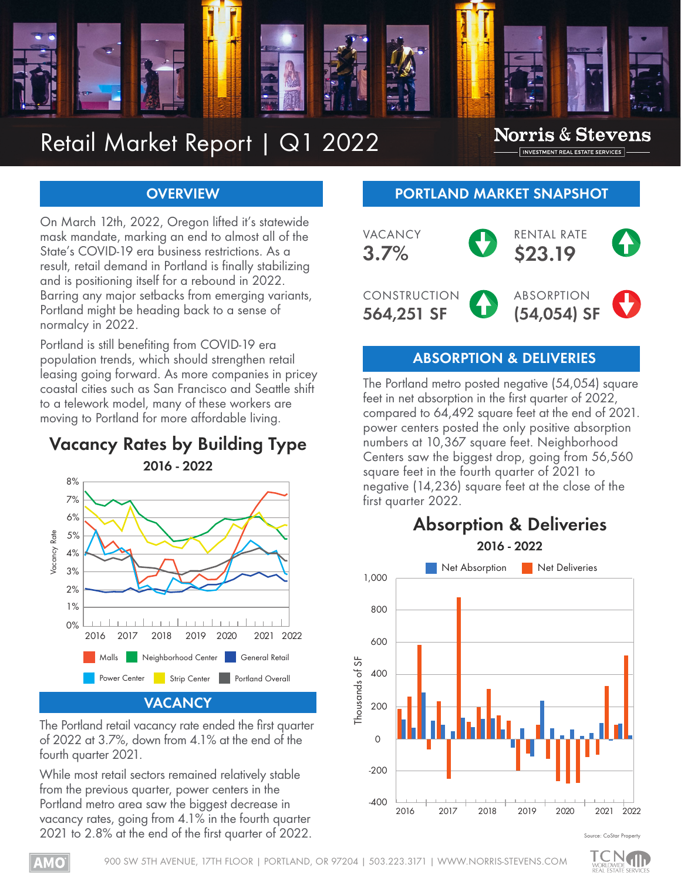# Retail Market Report | Q1 2022

Norris & Stevens
INVESTMENT REAL ESTATE SERVICES

## OVERVIEW

On March 12th, 2022, Oregon lifted it's statewide mask mandate, marking an end to almost all of the State's COVID-19 era business restrictions. As a result, retail demand in Portland is finally stabilizing and is positioning itself for a rebound in 2022. Barring any major setbacks from emerging variants, Portland might be heading back to a sense of normalcy in 2022.

Portland is still benefiting from COVID-19 era population trends, which should strengthen retail leasing going forward. As more companies in pricey coastal cities such as San Francisco and Seattle shift to a telework model, many of these workers are moving to Portland for more affordable living.

### Vacancy Rates by Building Type

**2016 - 2022**

Legend: Malls, Neighborhood Center, General Retail, Power Center, Strip Center, Portland Overall

## VACANCY

The Portland retail vacancy rate ended the first quarter of 2022 at 3.7%, down from 4.1% at the end of the fourth quarter 2021.

While most retail sectors remained relatively stable from the previous quarter, power centers in the Portland metro area saw the biggest decrease in vacancy rates, going from 4.1% in the fourth quarter 2021 to 2.8% at the end of the first quarter of 2022.

## PORTLAND MARKET SNAPSHOT

| VACANCY | RENTAL RATE |
|---|---|
| 3.7% (down) | $23.19 (up) |
| **CONSTRUCTION** | **ABSORPTION** |
| 564,251 SF (up) | (54,054) SF (down) |

## ABSORPTION & DELIVERIES

The Portland metro posted negative (54,054) square feet in net absorption in the first quarter of 2022, compared to 64,492 square feet at the end of 2021. power centers posted the only positive absorption numbers at 10,367 square feet. Neighborhood Centers saw the biggest drop, going from 56,560 square feet in the fourth quarter of 2021 to negative (14,236) square feet at the close of the first quarter 2022.

### Absorption & Deliveries

**2016 - 2022**

Legend: Net Absorption, Net Deliveries

Source: CoStar Property

900 SW 5TH AVENUE, 17TH FLOOR | PORTLAND, OR 97204 | 503.223.3171 | WWW.NORRIS-STEVENS.COM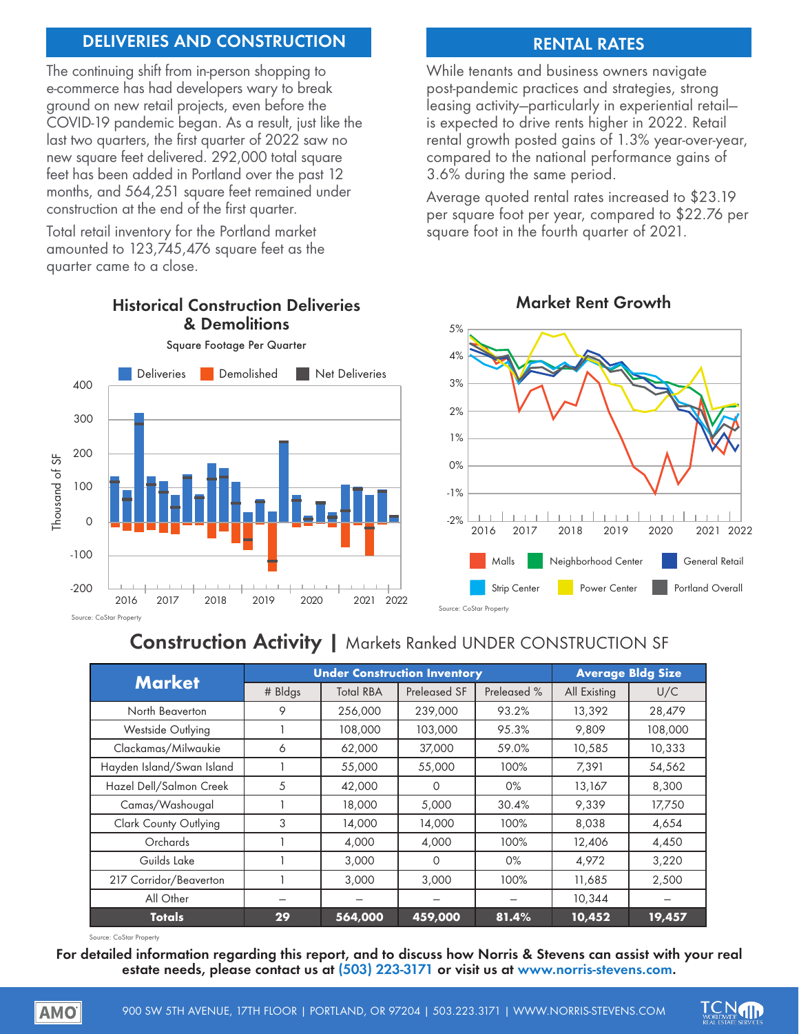## DELIVERIES AND CONSTRUCTION

The continuing shift from in-person shopping to e-commerce has had developers wary to break ground on new retail projects, even before the COVID-19 pandemic began. As a result, just like the last two quarters, the first quarter of 2022 saw no new square feet delivered. 292,000 total square feet has been added in Portland over the past 12 months, and 564,251 square feet remained under construction at the end of the first quarter.

Total retail inventory for the Portland market amounted to 123,745,476 square feet as the quarter came to a close.

## RENTAL RATES

While tenants and business owners navigate post-pandemic practices and strategies, strong leasing activity–particularly in experiential retail–is expected to drive rents higher in 2022. Retail rental growth posted gains of 1.3% year-over-year, compared to the national performance gains of 3.6% during the same period.

Average quoted rental rates increased to $23.19 per square foot per year, compared to $22.76 per square foot in the fourth quarter of 2021.

### Historical Construction Deliveries & Demolitions

Square Footage Per Quarter

Deliveries | Demolished | Net Deliveries

Thousand of SF

400
300
200
100
0
-100
-200

2016 2017 2018 2019 2020 2021 2022

Source: CoStar Property

### Market Rent Growth

5%
4%
3%
2%
1%
0%
-1%
-2%

2016 2017 2018 2019 2020 2021 2022

Malls | Neighborhood Center | General Retail | Strip Center | Power Center | Portland Overall

Source: CoStar Property

## Construction Activity | Markets Ranked UNDER CONSTRUCTION SF

| Market | Under Construction Inventory | | | | Average Bldg Size | |
|---|---|---|---|---|---|---|
| | # Bldgs | Total RBA | Preleased SF | Preleased % | All Existing | U/C |
| North Beaverton | 9 | 256,000 | 239,000 | 93.2% | 13,392 | 28,479 |
| Westside Outlying | 1 | 108,000 | 103,000 | 95.3% | 9,809 | 108,000 |
| Clackamas/Milwaukie | 6 | 62,000 | 37,000 | 59.0% | 10,585 | 10,333 |
| Hayden Island/Swan Island | 1 | 55,000 | 55,000 | 100% | 7,391 | 54,562 |
| Hazel Dell/Salmon Creek | 5 | 42,000 | 0 | 0% | 13,167 | 8,300 |
| Camas/Washougal | 1 | 18,000 | 5,000 | 30.4% | 9,339 | 17,750 |
| Clark County Outlying | 3 | 14,000 | 14,000 | 100% | 8,038 | 4,654 |
| Orchards | 1 | 4,000 | 4,000 | 100% | 12,406 | 4,450 |
| Guilds Lake | 1 | 3,000 | 0 | 0% | 4,972 | 3,220 |
| 217 Corridor/Beaverton | 1 | 3,000 | 3,000 | 100% | 11,685 | 2,500 |
| All Other | – | – | – | – | 10,344 | – |
| **Totals** | **29** | **564,000** | **459,000** | **81.4%** | **10,452** | **19,457** |

Source: CoStar Property

**For detailed information regarding this report, and to discuss how Norris & Stevens can assist with your real estate needs, please contact us at (503) 223-3171 or visit us at www.norris-stevens.com.**

900 SW 5TH AVENUE, 17TH FLOOR | PORTLAND, OR 97204 | 503.223.3171 | WWW.NORRIS-STEVENS.COM